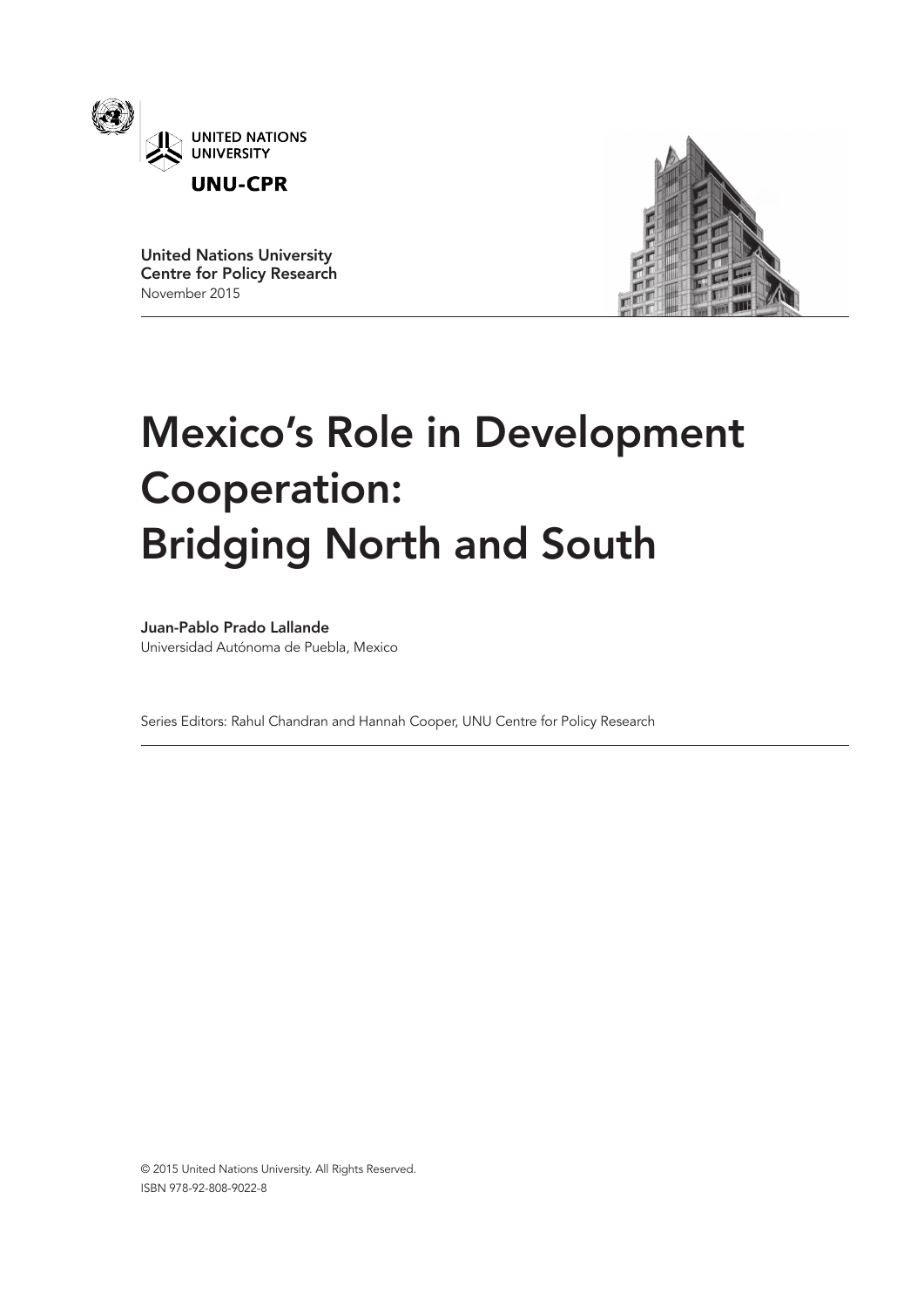UNITED NATIONS UNIVERSITY

**UNU-CPR**

**United Nations University Centre for Policy Research**
November 2015

# Mexico's Role in Development Cooperation: Bridging North and South

**Juan-Pablo Prado Lallande**
Universidad Autónoma de Puebla, Mexico

Series Editors: Rahul Chandran and Hannah Cooper, UNU Centre for Policy Research

© 2015 United Nations University. All Rights Reserved.
ISBN 978-92-808-9022-8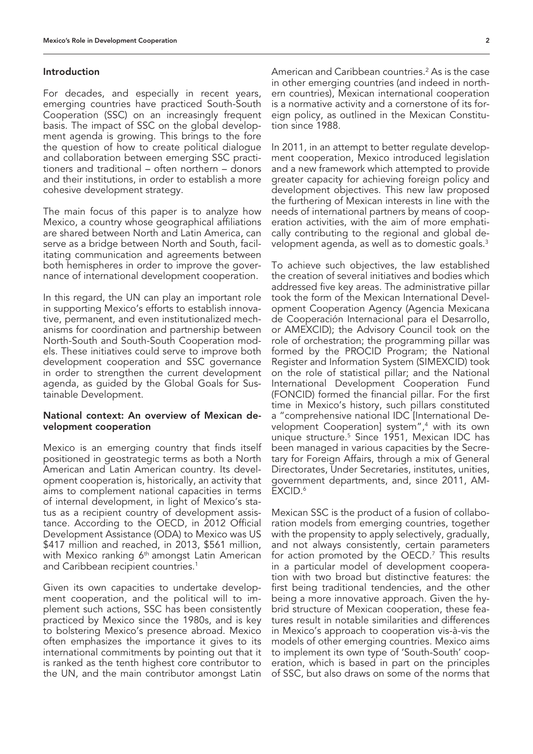## Introduction

For decades, and especially in recent years, emerging countries have practiced South-South Cooperation (SSC) on an increasingly frequent basis. The impact of SSC on the global development agenda is growing. This brings to the fore the question of how to create political dialogue and collaboration between emerging SSC practitioners and traditional – often northern – donors and their institutions, in order to establish a more cohesive development strategy.

The main focus of this paper is to analyze how Mexico, a country whose geographical affiliations are shared between North and Latin America, can serve as a bridge between North and South, facilitating communication and agreements between both hemispheres in order to improve the governance of international development cooperation.

In this regard, the UN can play an important role in supporting Mexico's efforts to establish innovative, permanent, and even institutionalized mechanisms for coordination and partnership between North-South and South-South Cooperation models. These initiatives could serve to improve both development cooperation and SSC governance in order to strengthen the current development agenda, as guided by the Global Goals for Sustainable Development.

## National context: An overview of Mexican development cooperation

Mexico is an emerging country that finds itself positioned in geostrategic terms as both a North American and Latin American country. Its development cooperation is, historically, an activity that aims to complement national capacities in terms of internal development, in light of Mexico's status as a recipient country of development assistance. According to the OECD, in 2012 Official Development Assistance (ODA) to Mexico was US $417 million and reached, in 2013, $561 million, with Mexico ranking 6th amongst Latin American and Caribbean recipient countries.[1]

Given its own capacities to undertake development cooperation, and the political will to implement such actions, SSC has been consistently practiced by Mexico since the 1980s, and is key to bolstering Mexico's presence abroad. Mexico often emphasizes the importance it gives to its international commitments by pointing out that it is ranked as the tenth highest core contributor to the UN, and the main contributor amongst Latin American and Caribbean countries.[2] As is the case in other emerging countries (and indeed in northern countries), Mexican international cooperation is a normative activity and a cornerstone of its foreign policy, as outlined in the Mexican Constitution since 1988.

In 2011, in an attempt to better regulate development cooperation, Mexico introduced legislation and a new framework which attempted to provide greater capacity for achieving foreign policy and development objectives. This new law proposed the furthering of Mexican interests in line with the needs of international partners by means of cooperation activities, with the aim of more emphatically contributing to the regional and global development agenda, as well as to domestic goals.[3]

To achieve such objectives, the law established the creation of several initiatives and bodies which addressed five key areas. The administrative pillar took the form of the Mexican International Development Cooperation Agency (Agencia Mexicana de Cooperación Internacional para el Desarrollo, or AMEXCID); the Advisory Council took on the role of orchestration; the programming pillar was formed by the PROCID Program; the National Register and Information System (SIMEXCID) took on the role of statistical pillar; and the National International Development Cooperation Fund (FONCID) formed the financial pillar. For the first time in Mexico's history, such pillars constituted a "comprehensive national IDC [International Development Cooperation] system",[4] with its own unique structure.[5] Since 1951, Mexican IDC has been managed in various capacities by the Secretary for Foreign Affairs, through a mix of General Directorates, Under Secretaries, institutes, unities, government departments, and, since 2011, AMEXCID.[6]

Mexican SSC is the product of a fusion of collaboration models from emerging countries, together with the propensity to apply selectively, gradually, and not always consistently, certain parameters for action promoted by the OECD.[7] This results in a particular model of development cooperation with two broad but distinctive features: the first being traditional tendencies, and the other being a more innovative approach. Given the hybrid structure of Mexican cooperation, these features result in notable similarities and differences in Mexico's approach to cooperation vis-à-vis the models of other emerging countries. Mexico aims to implement its own type of 'South-South' cooperation, which is based in part on the principles of SSC, but also draws on some of the norms that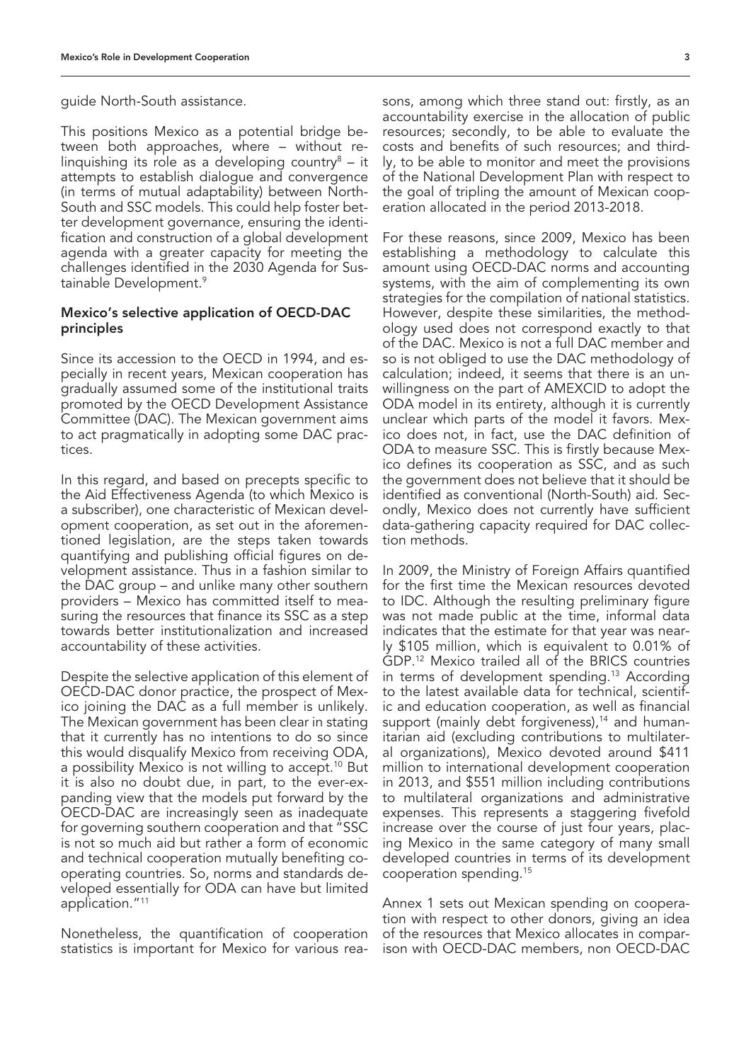guide North-South assistance.

This positions Mexico as a potential bridge between both approaches, where – without relinquishing its role as a developing country[8] – it attempts to establish dialogue and convergence (in terms of mutual adaptability) between North-South and SSC models. This could help foster better development governance, ensuring the identification and construction of a global development agenda with a greater capacity for meeting the challenges identified in the 2030 Agenda for Sustainable Development.[9]

### Mexico's selective application of OECD-DAC principles

Since its accession to the OECD in 1994, and especially in recent years, Mexican cooperation has gradually assumed some of the institutional traits promoted by the OECD Development Assistance Committee (DAC). The Mexican government aims to act pragmatically in adopting some DAC practices.

In this regard, and based on precepts specific to the Aid Effectiveness Agenda (to which Mexico is a subscriber), one characteristic of Mexican development cooperation, as set out in the aforementioned legislation, are the steps taken towards quantifying and publishing official figures on development assistance. Thus in a fashion similar to the DAC group – and unlike many other southern providers – Mexico has committed itself to measuring the resources that finance its SSC as a step towards better institutionalization and increased accountability of these activities.

Despite the selective application of this element of OECD-DAC donor practice, the prospect of Mexico joining the DAC as a full member is unlikely. The Mexican government has been clear in stating that it currently has no intentions to do so since this would disqualify Mexico from receiving ODA, a possibility Mexico is not willing to accept.[10] But it is also no doubt due, in part, to the ever-expanding view that the models put forward by the OECD-DAC are increasingly seen as inadequate for governing southern cooperation and that "SSC is not so much aid but rather a form of economic and technical cooperation mutually benefiting cooperating countries. So, norms and standards developed essentially for ODA can have but limited application."[11]

Nonetheless, the quantification of cooperation statistics is important for Mexico for various reasons, among which three stand out: firstly, as an accountability exercise in the allocation of public resources; secondly, to be able to evaluate the costs and benefits of such resources; and thirdly, to be able to monitor and meet the provisions of the National Development Plan with respect to the goal of tripling the amount of Mexican cooperation allocated in the period 2013-2018.

For these reasons, since 2009, Mexico has been establishing a methodology to calculate this amount using OECD-DAC norms and accounting systems, with the aim of complementing its own strategies for the compilation of national statistics. However, despite these similarities, the methodology used does not correspond exactly to that of the DAC. Mexico is not a full DAC member and so is not obliged to use the DAC methodology of calculation; indeed, it seems that there is an unwillingness on the part of AMEXCID to adopt the ODA model in its entirety, although it is currently unclear which parts of the model it favors. Mexico does not, in fact, use the DAC definition of ODA to measure SSC. This is firstly because Mexico defines its cooperation as SSC, and as such the government does not believe that it should be identified as conventional (North-South) aid. Secondly, Mexico does not currently have sufficient data-gathering capacity required for DAC collection methods.

In 2009, the Ministry of Foreign Affairs quantified for the first time the Mexican resources devoted to IDC. Although the resulting preliminary figure was not made public at the time, informal data indicates that the estimate for that year was nearly \$105 million, which is equivalent to 0.01% of GDP.[12] Mexico trailed all of the BRICS countries in terms of development spending.[13] According to the latest available data for technical, scientific and education cooperation, as well as financial support (mainly debt forgiveness),[14] and humanitarian aid (excluding contributions to multilateral organizations), Mexico devoted around \$411 million to international development cooperation in 2013, and \$551 million including contributions to multilateral organizations and administrative expenses. This represents a staggering fivefold increase over the course of just four years, placing Mexico in the same category of many small developed countries in terms of its development cooperation spending.[15]

Annex 1 sets out Mexican spending on cooperation with respect to other donors, giving an idea of the resources that Mexico allocates in comparison with OECD-DAC members, non OECD-DAC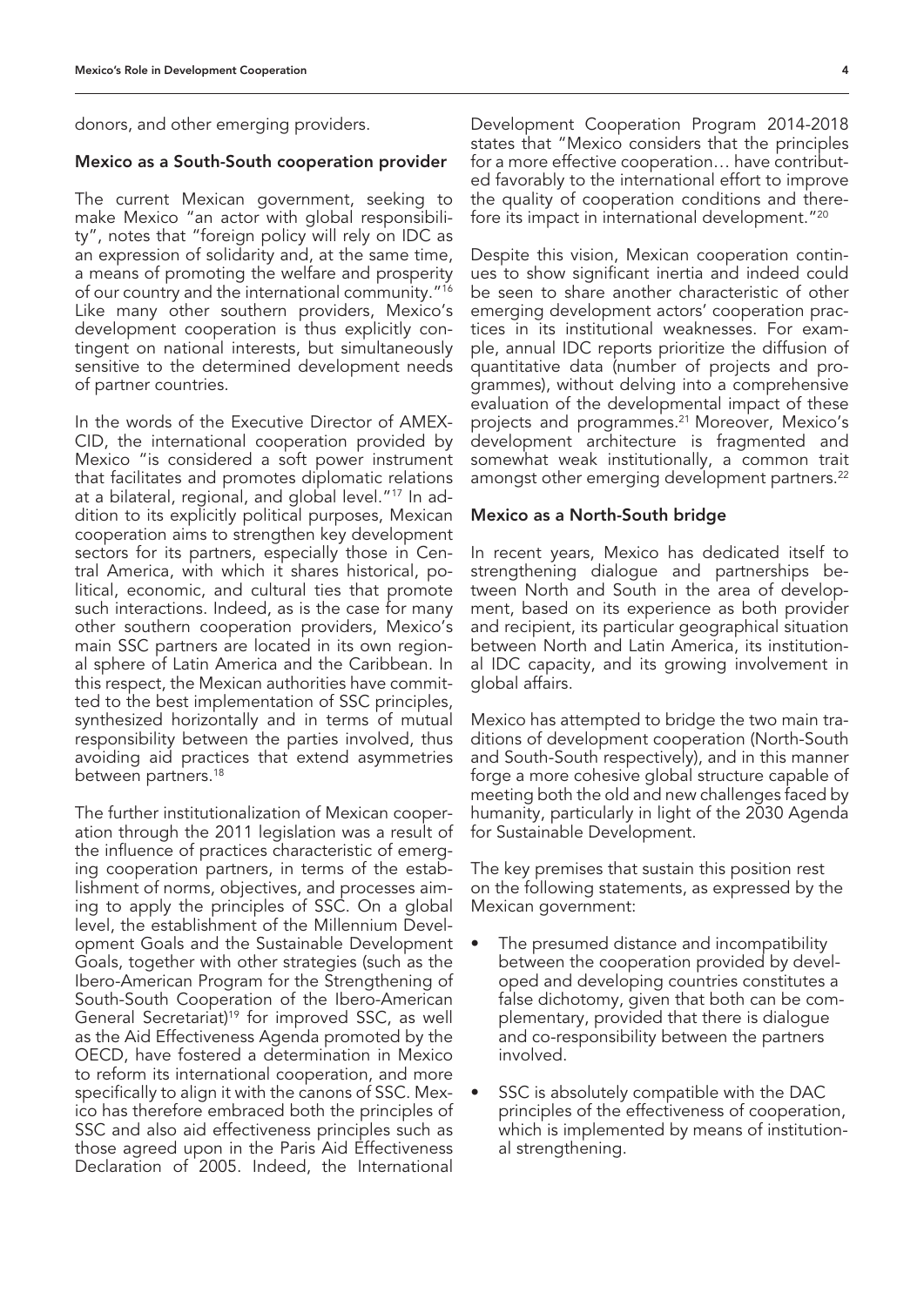donors, and other emerging providers.

### Mexico as a South-South cooperation provider

The current Mexican government, seeking to make Mexico "an actor with global responsibility", notes that "foreign policy will rely on IDC as an expression of solidarity and, at the same time, a means of promoting the welfare and prosperity of our country and the international community."[16] Like many other southern providers, Mexico's development cooperation is thus explicitly contingent on national interests, but simultaneously sensitive to the determined development needs of partner countries.

In the words of the Executive Director of AMEXCID, the international cooperation provided by Mexico "is considered a soft power instrument that facilitates and promotes diplomatic relations at a bilateral, regional, and global level."[17] In addition to its explicitly political purposes, Mexican cooperation aims to strengthen key development sectors for its partners, especially those in Central America, with which it shares historical, political, economic, and cultural ties that promote such interactions. Indeed, as is the case for many other southern cooperation providers, Mexico's main SSC partners are located in its own regional sphere of Latin America and the Caribbean. In this respect, the Mexican authorities have committed to the best implementation of SSC principles, synthesized horizontally and in terms of mutual responsibility between the parties involved, thus avoiding aid practices that extend asymmetries between partners.[18]

The further institutionalization of Mexican cooperation through the 2011 legislation was a result of the influence of practices characteristic of emerging cooperation partners, in terms of the establishment of norms, objectives, and processes aiming to apply the principles of SSC. On a global level, the establishment of the Millennium Development Goals and the Sustainable Development Goals, together with other strategies (such as the Ibero-American Program for the Strengthening of South-South Cooperation of the Ibero-American General Secretariat)[19] for improved SSC, as well as the Aid Effectiveness Agenda promoted by the OECD, have fostered a determination in Mexico to reform its international cooperation, and more specifically to align it with the canons of SSC. Mexico has therefore embraced both the principles of SSC and also aid effectiveness principles such as those agreed upon in the Paris Aid Effectiveness Declaration of 2005. Indeed, the International Development Cooperation Program 2014-2018 states that "Mexico considers that the principles for a more effective cooperation… have contributed favorably to the international effort to improve the quality of cooperation conditions and therefore its impact in international development."[20]

Despite this vision, Mexican cooperation continues to show significant inertia and indeed could be seen to share another characteristic of other emerging development actors' cooperation practices in its institutional weaknesses. For example, annual IDC reports prioritize the diffusion of quantitative data (number of projects and programmes), without delving into a comprehensive evaluation of the developmental impact of these projects and programmes.[21] Moreover, Mexico's development architecture is fragmented and somewhat weak institutionally, a common trait amongst other emerging development partners.[22]

### Mexico as a North-South bridge

In recent years, Mexico has dedicated itself to strengthening dialogue and partnerships between North and South in the area of development, based on its experience as both provider and recipient, its particular geographical situation between North and Latin America, its institutional IDC capacity, and its growing involvement in global affairs.

Mexico has attempted to bridge the two main traditions of development cooperation (North-South and South-South respectively), and in this manner forge a more cohesive global structure capable of meeting both the old and new challenges faced by humanity, particularly in light of the 2030 Agenda for Sustainable Development.

The key premises that sustain this position rest on the following statements, as expressed by the Mexican government:

- The presumed distance and incompatibility between the cooperation provided by developed and developing countries constitutes a false dichotomy, given that both can be complementary, provided that there is dialogue and co-responsibility between the partners involved.
- SSC is absolutely compatible with the DAC principles of the effectiveness of cooperation, which is implemented by means of institutional strengthening.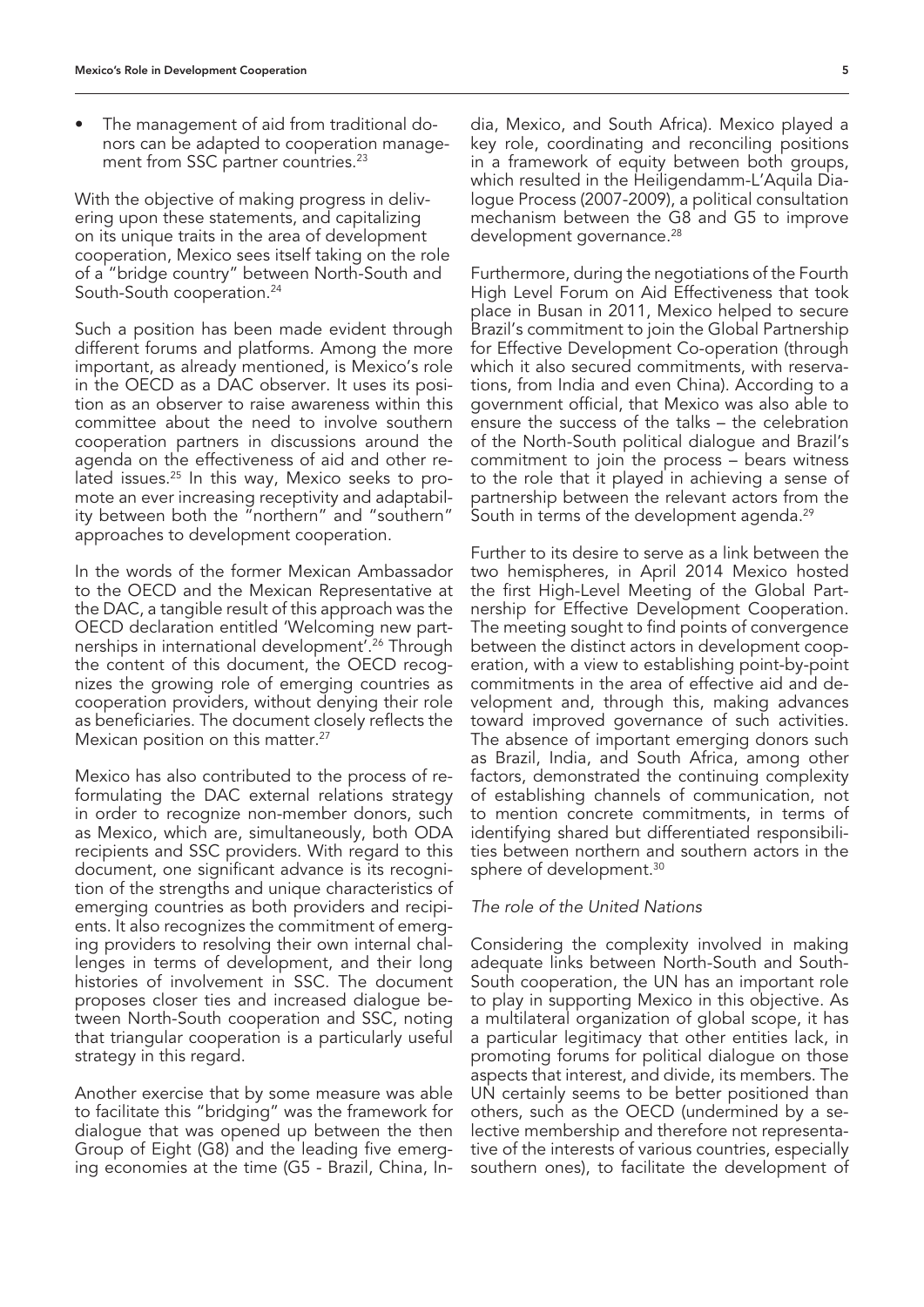- The management of aid from traditional donors can be adapted to cooperation management from SSC partner countries.[23]

With the objective of making progress in delivering upon these statements, and capitalizing on its unique traits in the area of development cooperation, Mexico sees itself taking on the role of a "bridge country" between North-South and South-South cooperation.[24]

Such a position has been made evident through different forums and platforms. Among the more important, as already mentioned, is Mexico's role in the OECD as a DAC observer. It uses its position as an observer to raise awareness within this committee about the need to involve southern cooperation partners in discussions around the agenda on the effectiveness of aid and other related issues.[25] In this way, Mexico seeks to promote an ever increasing receptivity and adaptability between both the "northern" and "southern" approaches to development cooperation.

In the words of the former Mexican Ambassador to the OECD and the Mexican Representative at the DAC, a tangible result of this approach was the OECD declaration entitled 'Welcoming new partnerships in international development'.[26] Through the content of this document, the OECD recognizes the growing role of emerging countries as cooperation providers, without denying their role as beneficiaries. The document closely reflects the Mexican position on this matter.[27]

Mexico has also contributed to the process of reformulating the DAC external relations strategy in order to recognize non-member donors, such as Mexico, which are, simultaneously, both ODA recipients and SSC providers. With regard to this document, one significant advance is its recognition of the strengths and unique characteristics of emerging countries as both providers and recipients. It also recognizes the commitment of emerging providers to resolving their own internal challenges in terms of development, and their long histories of involvement in SSC. The document proposes closer ties and increased dialogue between North-South cooperation and SSC, noting that triangular cooperation is a particularly useful strategy in this regard.

Another exercise that by some measure was able to facilitate this "bridging" was the framework for dialogue that was opened up between the then Group of Eight (G8) and the leading five emerging economies at the time (G5 - Brazil, China, India, Mexico, and South Africa). Mexico played a key role, coordinating and reconciling positions in a framework of equity between both groups, which resulted in the Heiligendamm-L'Aquila Dialogue Process (2007-2009), a political consultation mechanism between the G8 and G5 to improve development governance.[28]

Furthermore, during the negotiations of the Fourth High Level Forum on Aid Effectiveness that took place in Busan in 2011, Mexico helped to secure Brazil's commitment to join the Global Partnership for Effective Development Co-operation (through which it also secured commitments, with reservations, from India and even China). According to a government official, that Mexico was also able to ensure the success of the talks – the celebration of the North-South political dialogue and Brazil's commitment to join the process – bears witness to the role that it played in achieving a sense of partnership between the relevant actors from the South in terms of the development agenda.[29]

Further to its desire to serve as a link between the two hemispheres, in April 2014 Mexico hosted the first High-Level Meeting of the Global Partnership for Effective Development Cooperation. The meeting sought to find points of convergence between the distinct actors in development cooperation, with a view to establishing point-by-point commitments in the area of effective aid and development and, through this, making advances toward improved governance of such activities. The absence of important emerging donors such as Brazil, India, and South Africa, among other factors, demonstrated the continuing complexity of establishing channels of communication, not to mention concrete commitments, in terms of identifying shared but differentiated responsibilities between northern and southern actors in the sphere of development.[30]

### *The role of the United Nations*

Considering the complexity involved in making adequate links between North-South and South-South cooperation, the UN has an important role to play in supporting Mexico in this objective. As a multilateral organization of global scope, it has a particular legitimacy that other entities lack, in promoting forums for political dialogue on those aspects that interest, and divide, its members. The UN certainly seems to be better positioned than others, such as the OECD (undermined by a selective membership and therefore not representative of the interests of various countries, especially southern ones), to facilitate the development of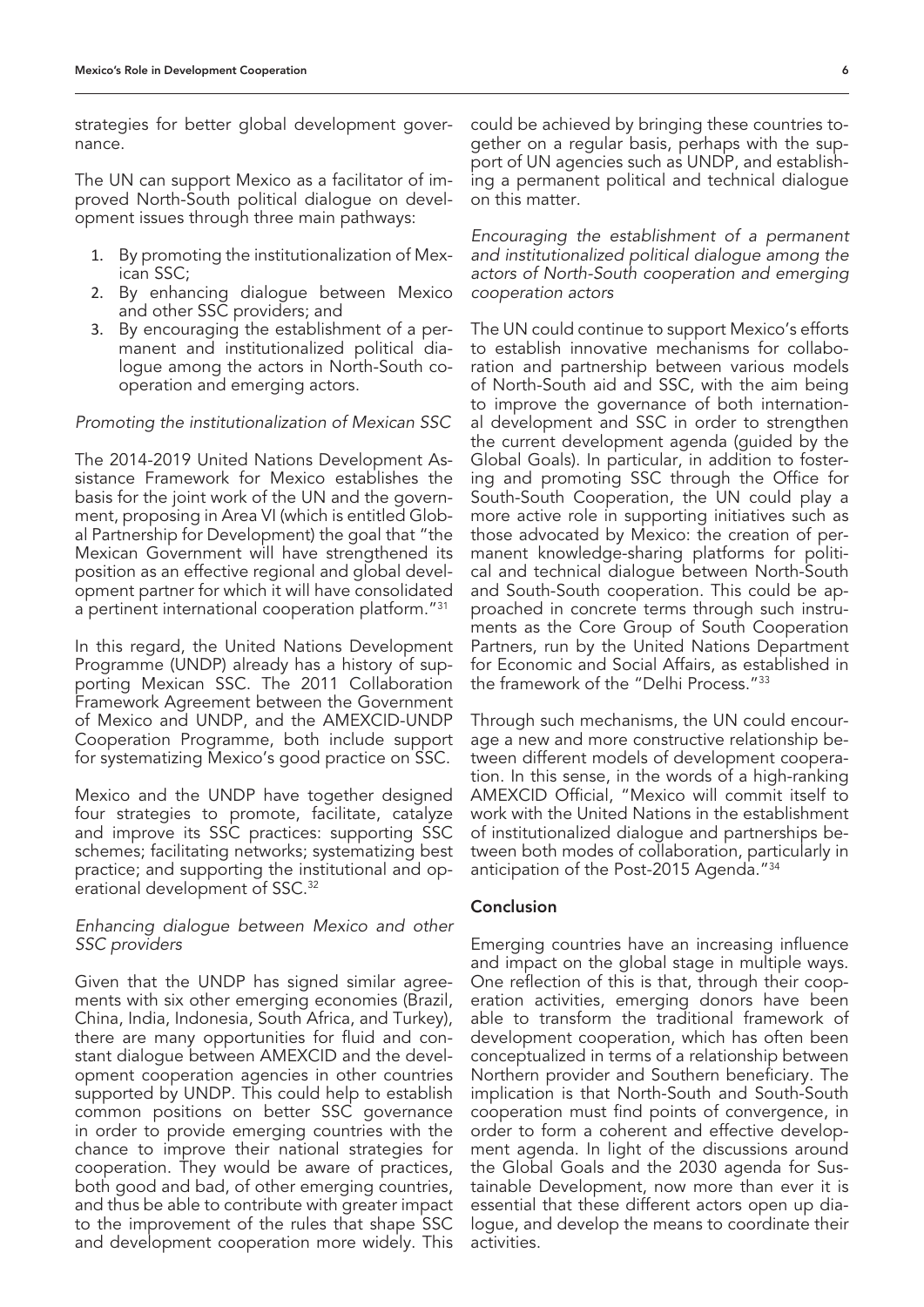strategies for better global development governance.

The UN can support Mexico as a facilitator of improved North-South political dialogue on development issues through three main pathways:

1. By promoting the institutionalization of Mexican SSC;
2. By enhancing dialogue between Mexico and other SSC providers; and
3. By encouraging the establishment of a permanent and institutionalized political dialogue among the actors in North-South cooperation and emerging actors.

*Promoting the institutionalization of Mexican SSC*

The 2014-2019 United Nations Development Assistance Framework for Mexico establishes the basis for the joint work of the UN and the government, proposing in Area VI (which is entitled Global Partnership for Development) the goal that "the Mexican Government will have strengthened its position as an effective regional and global development partner for which it will have consolidated a pertinent international cooperation platform."[31]

In this regard, the United Nations Development Programme (UNDP) already has a history of supporting Mexican SSC. The 2011 Collaboration Framework Agreement between the Government of Mexico and UNDP, and the AMEXCID-UNDP Cooperation Programme, both include support for systematizing Mexico's good practice on SSC.

Mexico and the UNDP have together designed four strategies to promote, facilitate, catalyze and improve its SSC practices: supporting SSC schemes; facilitating networks; systematizing best practice; and supporting the institutional and operational development of SSC.[32]

*Enhancing dialogue between Mexico and other SSC providers*

Given that the UNDP has signed similar agreements with six other emerging economies (Brazil, China, India, Indonesia, South Africa, and Turkey), there are many opportunities for fluid and constant dialogue between AMEXCID and the development cooperation agencies in other countries supported by UNDP. This could help to establish common positions on better SSC governance in order to provide emerging countries with the chance to improve their national strategies for cooperation. They would be aware of practices, both good and bad, of other emerging countries, and thus be able to contribute with greater impact to the improvement of the rules that shape SSC and development cooperation more widely. This could be achieved by bringing these countries together on a regular basis, perhaps with the support of UN agencies such as UNDP, and establishing a permanent political and technical dialogue on this matter.

*Encouraging the establishment of a permanent and institutionalized political dialogue among the actors of North-South cooperation and emerging cooperation actors*

The UN could continue to support Mexico's efforts to establish innovative mechanisms for collaboration and partnership between various models of North-South aid and SSC, with the aim being to improve the governance of both international development and SSC in order to strengthen the current development agenda (guided by the Global Goals). In particular, in addition to fostering and promoting SSC through the Office for South-South Cooperation, the UN could play a more active role in supporting initiatives such as those advocated by Mexico: the creation of permanent knowledge-sharing platforms for political and technical dialogue between North-South and South-South cooperation. This could be approached in concrete terms through such instruments as the Core Group of South Cooperation Partners, run by the United Nations Department for Economic and Social Affairs, as established in the framework of the "Delhi Process."[33]

Through such mechanisms, the UN could encourage a new and more constructive relationship between different models of development cooperation. In this sense, in the words of a high-ranking AMEXCID Official, "Mexico will commit itself to work with the United Nations in the establishment of institutionalized dialogue and partnerships between both modes of collaboration, particularly in anticipation of the Post-2015 Agenda."[34]

## Conclusion

Emerging countries have an increasing influence and impact on the global stage in multiple ways. One reflection of this is that, through their cooperation activities, emerging donors have been able to transform the traditional framework of development cooperation, which has often been conceptualized in terms of a relationship between Northern provider and Southern beneficiary. The implication is that North-South and South-South cooperation must find points of convergence, in order to form a coherent and effective development agenda. In light of the discussions around the Global Goals and the 2030 agenda for Sustainable Development, now more than ever it is essential that these different actors open up dialogue, and develop the means to coordinate their activities.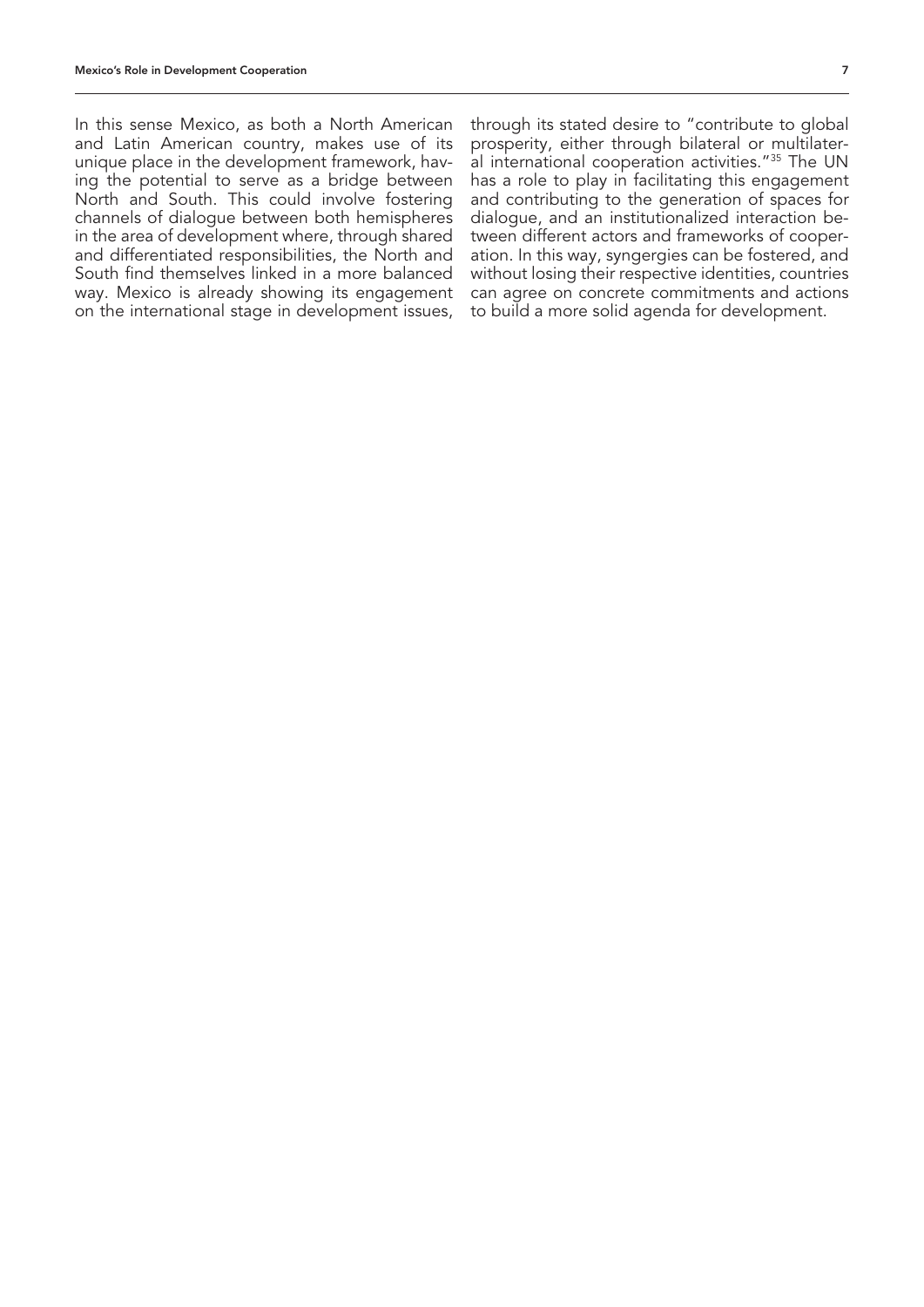In this sense Mexico, as both a North American and Latin American country, makes use of its unique place in the development framework, having the potential to serve as a bridge between North and South. This could involve fostering channels of dialogue between both hemispheres in the area of development where, through shared and differentiated responsibilities, the North and South find themselves linked in a more balanced way. Mexico is already showing its engagement on the international stage in development issues, through its stated desire to "contribute to global prosperity, either through bilateral or multilateral international cooperation activities."[35] The UN has a role to play in facilitating this engagement and contributing to the generation of spaces for dialogue, and an institutionalized interaction between different actors and frameworks of cooperation. In this way, syngergies can be fostered, and without losing their respective identities, countries can agree on concrete commitments and actions to build a more solid agenda for development.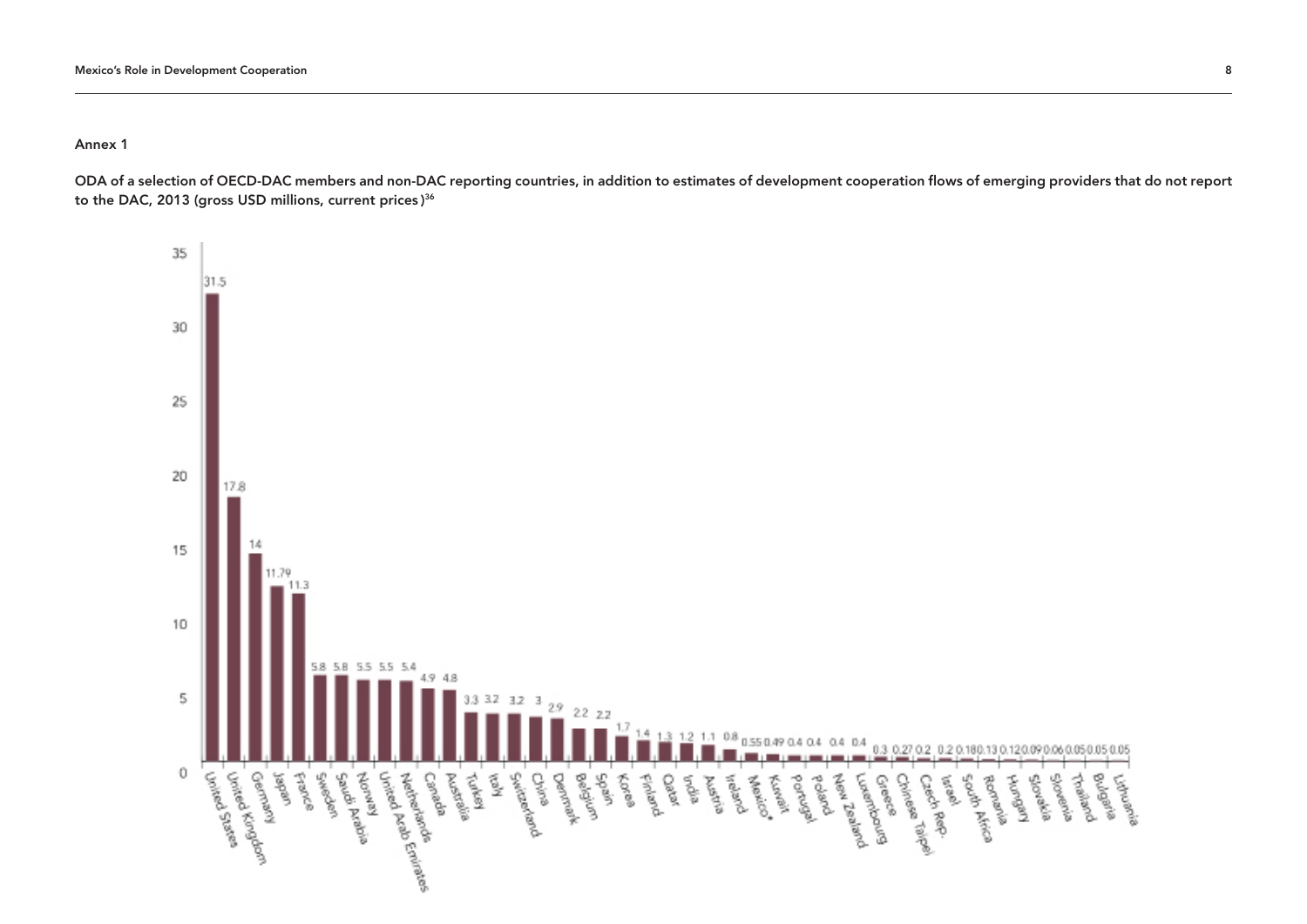## Annex 1

**ODA of a selection of OECD-DAC members and non-DAC reporting countries, in addition to estimates of development cooperation flows of emerging providers that do not report to the DAC, 2013 (gross USD millions, current prices)[36]**

| Country | Value |
|---|---|
| United States | 31.5 |
| United Kingdom | 17.8 |
| Germany | 14 |
| Japan | 11.79 |
| France | 11.3 |
| Sweden | 5.8 |
| Saudi Arabia | 5.8 |
| Norway | 5.5 |
| United Arab Emirates | 5.5 |
| Netherlands | 5.4 |
| Canada | 4.9 |
| Australia | 4.8 |
| Turkey | 3.3 |
| Italy | 3.2 |
| Switzerland | 3.2 |
| China | 3 |
| Denmark | 2.9 |
| Belgium | 2.2 |
| Spain | 2.2 |
| Korea | 1.7 |
| Finland | 1.4 |
| Qatar | 1.3 |
| India | 1.2 |
| Austria | 1.1 |
| Ireland | 0.8 |
| Mexico* | 0.55 |
| Kuwait | 0.49 |
| Portugal | 0.4 |
| Poland | 0.4 |
| New Zealand | 0.4 |
| Luxembourg | 0.4 |
| Greece | 0.3 |
| Chinese Taipei | 0.27 |
| Czech Rep. | 0.2 |
| Israel | 0.2 |
| South Africa | 0.18 |
| Romania | 0.13 |
| Hungary | 0.12 |
| Slovakia | 0.09 |
| Slovenia | 0.06 |
| Thailand | 0.05 |
| Bulgaria | 0.05 |
| Lithuania | 0.05 |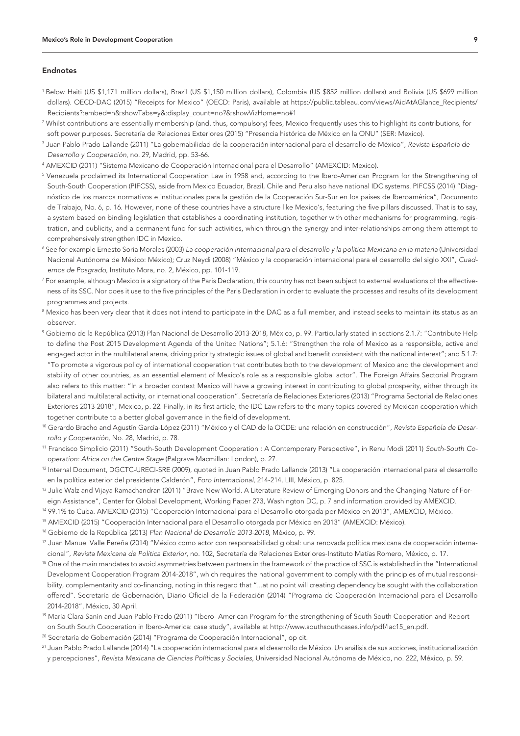## Endnotes

[1] Below Haiti (US $1,171 million dollars), Brazil (US $1,150 million dollars), Colombia (US $852 million dollars) and Bolivia (US $699 million dollars). OECD-DAC (2015) "Receipts for Mexico" (OECD: Paris), available at https://public.tableau.com/views/AidAtAGlance_Recipients/Recipients?:embed=n&:showTabs=y&:display_count=no?&:showVizHome=no#1

[2] Whilst contributions are essentially membership (and, thus, compulsory) fees, Mexico frequently uses this to highlight its contributions, for soft power purposes. Secretaría de Relaciones Exteriores (2015) "Presencia histórica de México en la ONU" (SER: Mexico).

[3] Juan Pablo Prado Lallande (2011) "La gobernabilidad de la cooperación internacional para el desarrollo de México", *Revista Española de Desarrollo y Cooperación*, no. 29, Madrid, pp. 53-66.

[4] AMEXCID (2011) "Sistema Mexicano de Cooperación Internacional para el Desarrollo" (AMEXCID: Mexico).

[5] Venezuela proclaimed its International Cooperation Law in 1958 and, according to the Ibero-American Program for the Strengthening of South-South Cooperation (PIFCSS), aside from Mexico Ecuador, Brazil, Chile and Peru also have national IDC systems. PIFCSS (2014) "Diagnóstico de los marcos normativos e institucionales para la gestión de la Cooperación Sur-Sur en los países de Iberoamérica", Documento de Trabajo, No. 6, p. 16. However, none of these countries have a structure like Mexico's, featuring the five pillars discussed. That is to say, a system based on binding legislation that establishes a coordinating institution, together with other mechanisms for programming, registration, and publicity, and a permanent fund for such activities, which through the synergy and inter-relationships among them attempt to comprehensively strengthen IDC in Mexico.

[6] See for example Ernesto Soria Morales (2003) *La cooperación internacional para el desarrollo y la política Mexicana en la materia* (Universidad Nacional Autónoma de México: México); Cruz Neydi (2008) "México y la cooperación internacional para el desarrollo del siglo XXI", *Cuadernos de Posgrado*, Instituto Mora, no. 2, México, pp. 101-119.

[7] For example, although Mexico is a signatory of the Paris Declaration, this country has not been subject to external evaluations of the effectiveness of its SSC. Nor does it use to the five principles of the Paris Declaration in order to evaluate the processes and results of its development programmes and projects.

[8] Mexico has been very clear that it does not intend to participate in the DAC as a full member, and instead seeks to maintain its status as an observer.

[9] Gobierno de la República (2013) Plan Nacional de Desarrollo 2013-2018, México, p. 99. Particularly stated in sections 2.1.7: "Contribute Help to define the Post 2015 Development Agenda of the United Nations"; 5.1.6: "Strengthen the role of Mexico as a responsible, active and engaged actor in the multilateral arena, driving priority strategic issues of global and benefit consistent with the national interest"; and 5.1.7: "To promote a vigorous policy of international cooperation that contributes both to the development of Mexico and the development and stability of other countries, as an essential element of Mexico's role as a responsible global actor". The Foreign Affairs Sectorial Program also refers to this matter: "In a broader context Mexico will have a growing interest in contributing to global prosperity, either through its bilateral and multilateral activity, or international cooperation". Secretaría de Relaciones Exteriores (2013) "Programa Sectorial de Relaciones Exteriores 2013-2018", Mexico, p. 22. Finally, in its first article, the IDC Law refers to the many topics covered by Mexican cooperation which together contribute to a better global governance in the field of development.

[10] Gerardo Bracho and Agustín García-López (2011) "México y el CAD de la OCDE: una relación en construcción", *Revista Española de Desarrollo y Cooperación*, No. 28, Madrid, p. 78.

[11] Francisco Simplicio (2011) "South-South Development Cooperation : A Contemporary Perspective", in Renu Modi (2011) *South-South Cooperation: Africa on the Centre Stage* (Palgrave Macmillan: London), p. 27.

[12] Internal Document, DGCTC-URECI-SRE (2009), quoted in Juan Pablo Prado Lallande (2013) "La cooperación internacional para el desarrollo en la política exterior del presidente Calderón", *Foro Internacional*, 214-214, LIII, México, p. 825.

[13] Julie Walz and Vijaya Ramachandran (2011) "Brave New World. A Literature Review of Emerging Donors and the Changing Nature of Foreign Assistance", Center for Global Development, Working Paper 273, Washington DC, p. 7 and information provided by AMEXCID.

[14] 99.1% to Cuba. AMEXCID (2015) "Cooperación Internacional para el Desarrollo otorgada por México en 2013", AMEXCID, México.

[15] AMEXCID (2015) "Cooperación Internacional para el Desarrollo otorgada por México en 2013" (AMEXCID: México).

[16] Gobierno de la República (2013) *Plan Nacional de Desarrollo 2013-2018*, México, p. 99.

[17] Juan Manuel Valle Pereña (2014) "México como actor con responsabilidad global: una renovada política mexicana de cooperación internacional", *Revista Mexicana de Política Exterior*, no. 102, Secretaría de Relaciones Exteriores-Instituto Matías Romero, México, p. 17.

[18] One of the main mandates to avoid asymmetries between partners in the framework of the practice of SSC is established in the "International Development Cooperation Program 2014-2018", which requires the national government to comply with the principles of mutual responsibility, complementarity and co-financing, noting in this regard that "...at no point will creating dependency be sought with the collaboration offered". Secretaría de Gobernación, Diario Oficial de la Federación (2014) "Programa de Cooperación Internacional para el Desarrollo 2014-2018", México, 30 April.

[19] María Clara Sanín and Juan Pablo Prado (2011) "Ibero- American Program for the strengthening of South South Cooperation and Report on South South Cooperation in Ibero-America: case study", available at http://www.southsouthcases.info/pdf/lac15_en.pdf.

[20] Secretaría de Gobernación (2014) "Programa de Cooperación Internacional", op cit.

[21] Juan Pablo Prado Lallande (2014) "La cooperación internacional para el desarrollo de México. Un análisis de sus acciones, institucionalización y percepciones", *Revista Mexicana de Ciencias Políticas y Sociales*, Universidad Nacional Autónoma de México, no. 222, México, p. 59.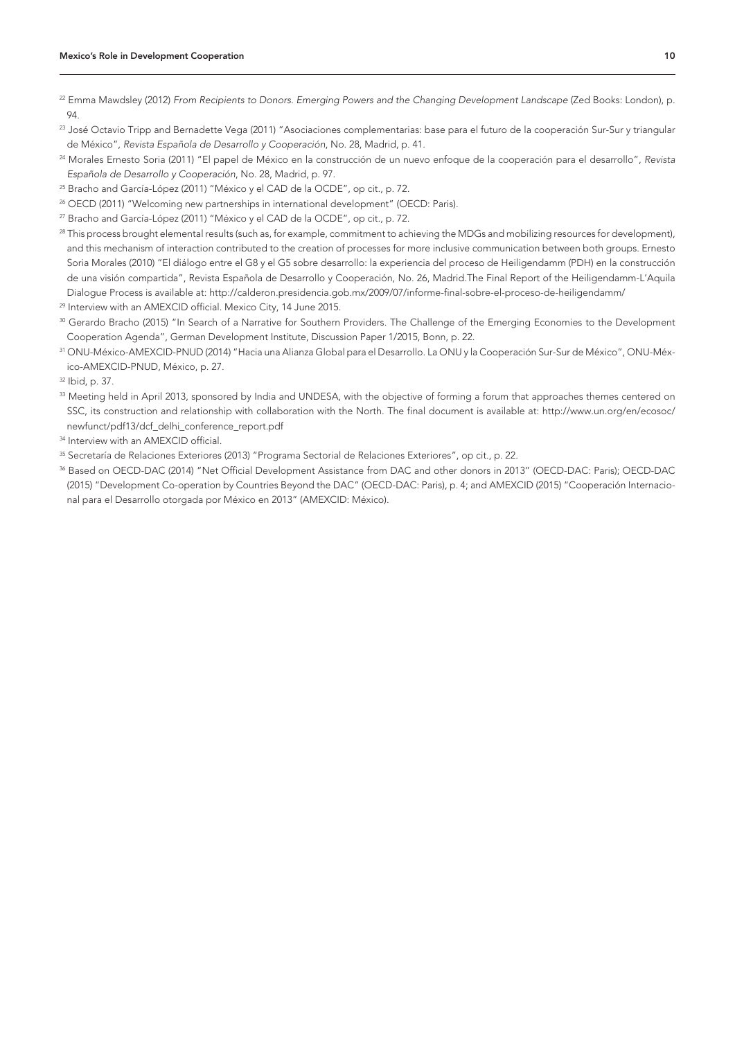[22] Emma Mawdsley (2012) *From Recipients to Donors. Emerging Powers and the Changing Development Landscape* (Zed Books: London), p. 94.

[23] José Octavio Tripp and Bernadette Vega (2011) "Asociaciones complementarias: base para el futuro de la cooperación Sur-Sur y triangular de México", *Revista Española de Desarrollo y Cooperación*, No. 28, Madrid, p. 41.

[24] Morales Ernesto Soria (2011) "El papel de México en la construcción de un nuevo enfoque de la cooperación para el desarrollo", *Revista Española de Desarrollo y Cooperación*, No. 28, Madrid, p. 97.

[25] Bracho and García-López (2011) "México y el CAD de la OCDE", op cit., p. 72.

[26] OECD (2011) "Welcoming new partnerships in international development" (OECD: Paris).

[27] Bracho and García-López (2011) "México y el CAD de la OCDE", op cit., p. 72.

[28] This process brought elemental results (such as, for example, commitment to achieving the MDGs and mobilizing resources for development), and this mechanism of interaction contributed to the creation of processes for more inclusive communication between both groups. Ernesto Soria Morales (2010) "El diálogo entre el G8 y el G5 sobre desarrollo: la experiencia del proceso de Heiligendamm (PDH) en la construcción de una visión compartida", Revista Española de Desarrollo y Cooperación, No. 26, Madrid.The Final Report of the Heiligendamm-L'Aquila Dialogue Process is available at: http://calderon.presidencia.gob.mx/2009/07/informe-final-sobre-el-proceso-de-heiligendamm/

[29] Interview with an AMEXCID official. Mexico City, 14 June 2015.

[30] Gerardo Bracho (2015) "In Search of a Narrative for Southern Providers. The Challenge of the Emerging Economies to the Development Cooperation Agenda", German Development Institute, Discussion Paper 1/2015, Bonn, p. 22.

[31] ONU-México-AMEXCID-PNUD (2014) "Hacia una Alianza Global para el Desarrollo. La ONU y la Cooperación Sur-Sur de México", ONU-México-AMEXCID-PNUD, México, p. 27.

[32] Ibid, p. 37.

[33] Meeting held in April 2013, sponsored by India and UNDESA, with the objective of forming a forum that approaches themes centered on SSC, its construction and relationship with collaboration with the North. The final document is available at: http://www.un.org/en/ecosoc/newfunct/pdf13/dcf_delhi_conference_report.pdf

[34] Interview with an AMEXCID official.

[35] Secretaría de Relaciones Exteriores (2013) "Programa Sectorial de Relaciones Exteriores", op cit., p. 22.

[36] Based on OECD-DAC (2014) "Net Official Development Assistance from DAC and other donors in 2013" (OECD-DAC: Paris); OECD-DAC (2015) "Development Co-operation by Countries Beyond the DAC" (OECD-DAC: Paris), p. 4; and AMEXCID (2015) "Cooperación Internacional para el Desarrollo otorgada por México en 2013" (AMEXCID: México).